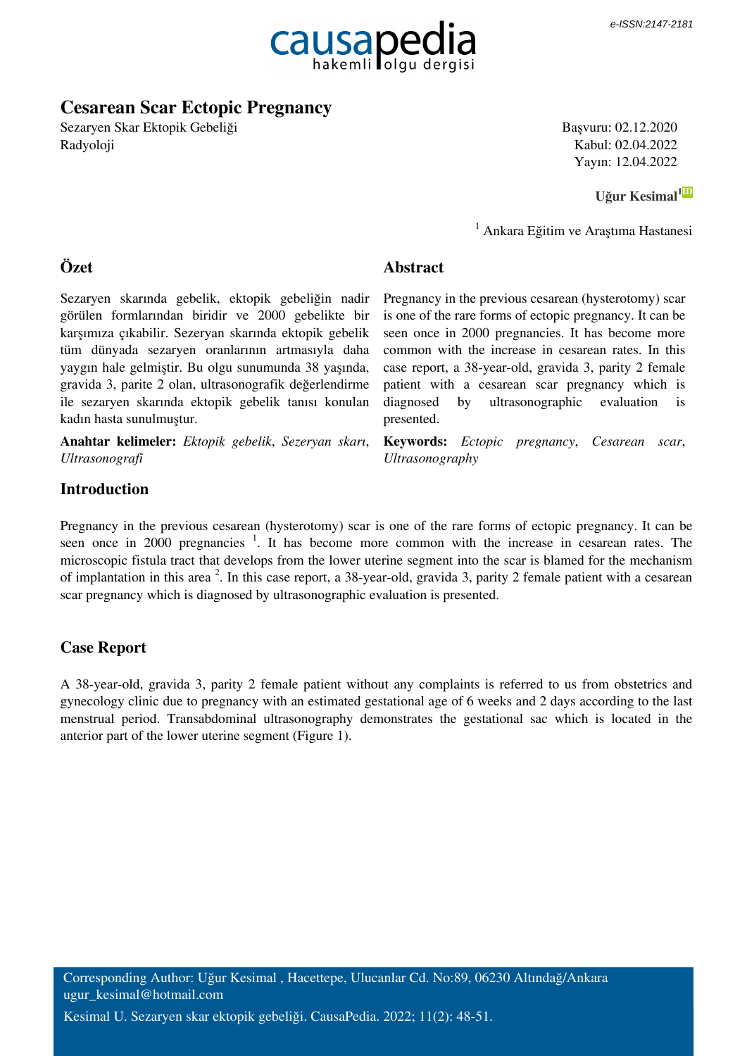e-ISSN:2147-2181

# Cesarean Scar Ectopic Pregnancy

Sezaryen Skar Ektopik Gebeliği
Radyoloji

Başvuru: 02.12.2020
Kabul: 02.04.2022
Yayın: 12.04.2022

**Uğur Kesimal**[1]

[1] Ankara Eğitim ve Araştıma Hastanesi

## Özet

Sezaryen skarında gebelik, ektopik gebeliğin nadir görülen formlarından biridir ve 2000 gebelikte bir karşımıza çıkabilir. Sezeryan skarında ektopik gebelik tüm dünyada sezaryen oranlarının artmasıyla daha yaygın hale gelmiştir. Bu olgu sunumunda 38 yaşında, gravida 3, parite 2 olan, ultrasonografik değerlendirme ile sezaryen skarında ektopik gebelik tanısı konulan kadın hasta sunulmuştur.

**Anahtar kelimeler:** *Ektopik gebelik*, *Sezeryan skarı*, *Ultrasonografi*

## Abstract

Pregnancy in the previous cesarean (hysterotomy) scar is one of the rare forms of ectopic pregnancy. It can be seen once in 2000 pregnancies. It has become more common with the increase in cesarean rates. In this case report, a 38-year-old, gravida 3, parity 2 female patient with a cesarean scar pregnancy which is diagnosed by ultrasonographic evaluation is presented.

**Keywords:** *Ectopic pregnancy*, *Cesarean scar*, *Ultrasonography*

## Introduction

Pregnancy in the previous cesarean (hysterotomy) scar is one of the rare forms of ectopic pregnancy. It can be seen once in 2000 pregnancies [1]. It has become more common with the increase in cesarean rates. The microscopic fistula tract that develops from the lower uterine segment into the scar is blamed for the mechanism of implantation in this area [2]. In this case report, a 38-year-old, gravida 3, parity 2 female patient with a cesarean scar pregnancy which is diagnosed by ultrasonographic evaluation is presented.

## Case Report

A 38-year-old, gravida 3, parity 2 female patient without any complaints is referred to us from obstetrics and gynecology clinic due to pregnancy with an estimated gestational age of 6 weeks and 2 days according to the last menstrual period. Transabdominal ultrasonography demonstrates the gestational sac which is located in the anterior part of the lower uterine segment (Figure 1).

Corresponding Author: Uğur Kesimal , Hacettepe, Ulucanlar Cd. No:89, 06230 Altındağ/Ankara
ugur_kesimal@hotmail.com

Kesimal U. Sezaryen skar ektopik gebeliği. CausaPedia. 2022; 11(2): 48-51.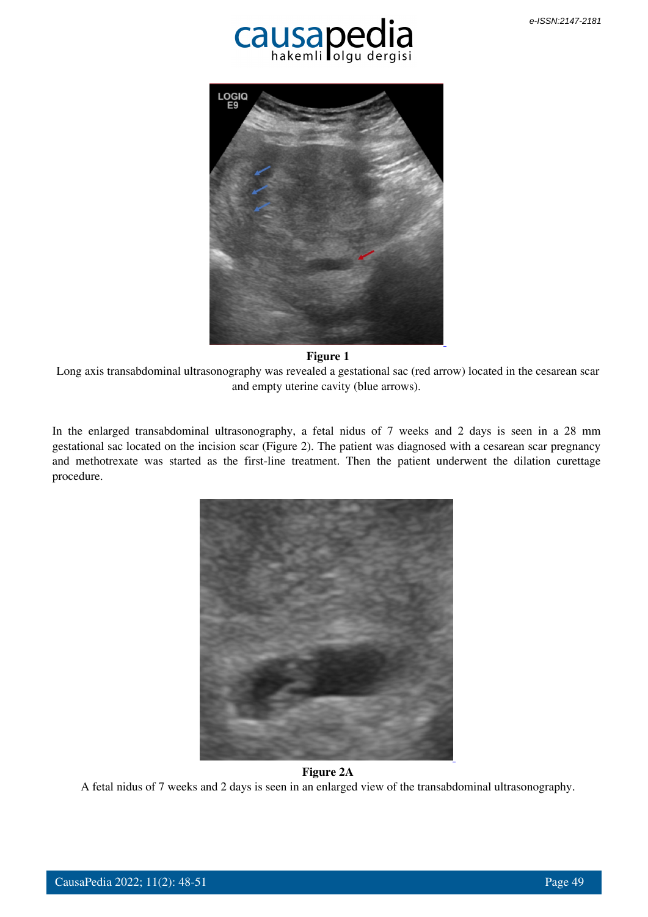**Figure 1**

Long axis transabdominal ultrasonography was revealed a gestational sac (red arrow) located in the cesarean scar and empty uterine cavity (blue arrows).

In the enlarged transabdominal ultrasonography, a fetal nidus of 7 weeks and 2 days is seen in a 28 mm gestational sac located on the incision scar (Figure 2). The patient was diagnosed with a cesarean scar pregnancy and methotrexate was started as the first-line treatment. Then the patient underwent the dilation curettage procedure.

**Figure 2A**

A fetal nidus of 7 weeks and 2 days is seen in an enlarged view of the transabdominal ultrasonography.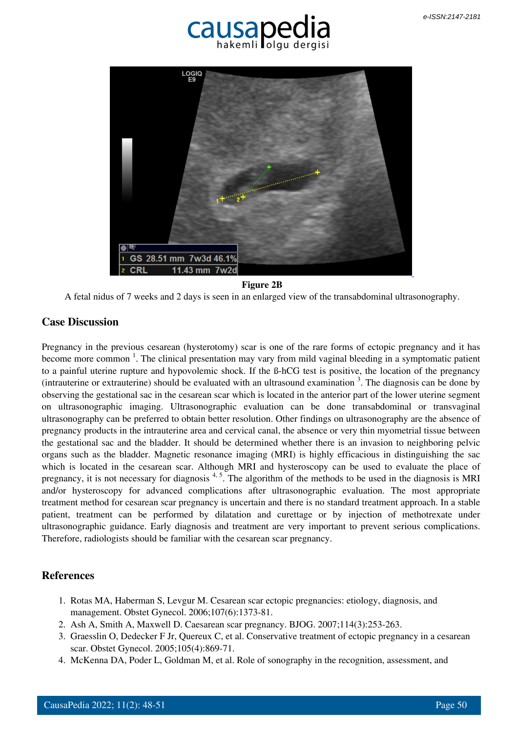**Figure 2B**

A fetal nidus of 7 weeks and 2 days is seen in an enlarged view of the transabdominal ultrasonography.

## Case Discussion

Pregnancy in the previous cesarean (hysterotomy) scar is one of the rare forms of ectopic pregnancy and it has become more common [1]. The clinical presentation may vary from mild vaginal bleeding in a symptomatic patient to a painful uterine rupture and hypovolemic shock. If the ß-hCG test is positive, the location of the pregnancy (intrauterine or extrauterine) should be evaluated with an ultrasound examination [3]. The diagnosis can be done by observing the gestational sac in the cesarean scar which is located in the anterior part of the lower uterine segment on ultrasonographic imaging. Ultrasonographic evaluation can be done transabdominal or transvaginal ultrasonography can be preferred to obtain better resolution. Other findings on ultrasonography are the absence of pregnancy products in the intrauterine area and cervical canal, the absence or very thin myometrial tissue between the gestational sac and the bladder. It should be determined whether there is an invasion to neighboring pelvic organs such as the bladder. Magnetic resonance imaging (MRI) is highly efficacious in distinguishing the sac which is located in the cesarean scar. Although MRI and hysteroscopy can be used to evaluate the place of pregnancy, it is not necessary for diagnosis [4, 5]. The algorithm of the methods to be used in the diagnosis is MRI and/or hysteroscopy for advanced complications after ultrasonographic evaluation. The most appropriate treatment method for cesarean scar pregnancy is uncertain and there is no standard treatment approach. In a stable patient, treatment can be performed by dilatation and curettage or by injection of methotrexate under ultrasonographic guidance. Early diagnosis and treatment are very important to prevent serious complications. Therefore, radiologists should be familiar with the cesarean scar pregnancy.

## References

1. Rotas MA, Haberman S, Levgur M. Cesarean scar ectopic pregnancies: etiology, diagnosis, and management. Obstet Gynecol. 2006;107(6):1373-81.
2. Ash A, Smith A, Maxwell D. Caesarean scar pregnancy. BJOG. 2007;114(3):253-263.
3. Graesslin O, Dedecker F Jr, Quereux C, et al. Conservative treatment of ectopic pregnancy in a cesarean scar. Obstet Gynecol. 2005;105(4):869-71.
4. McKenna DA, Poder L, Goldman M, et al. Role of sonography in the recognition, assessment, and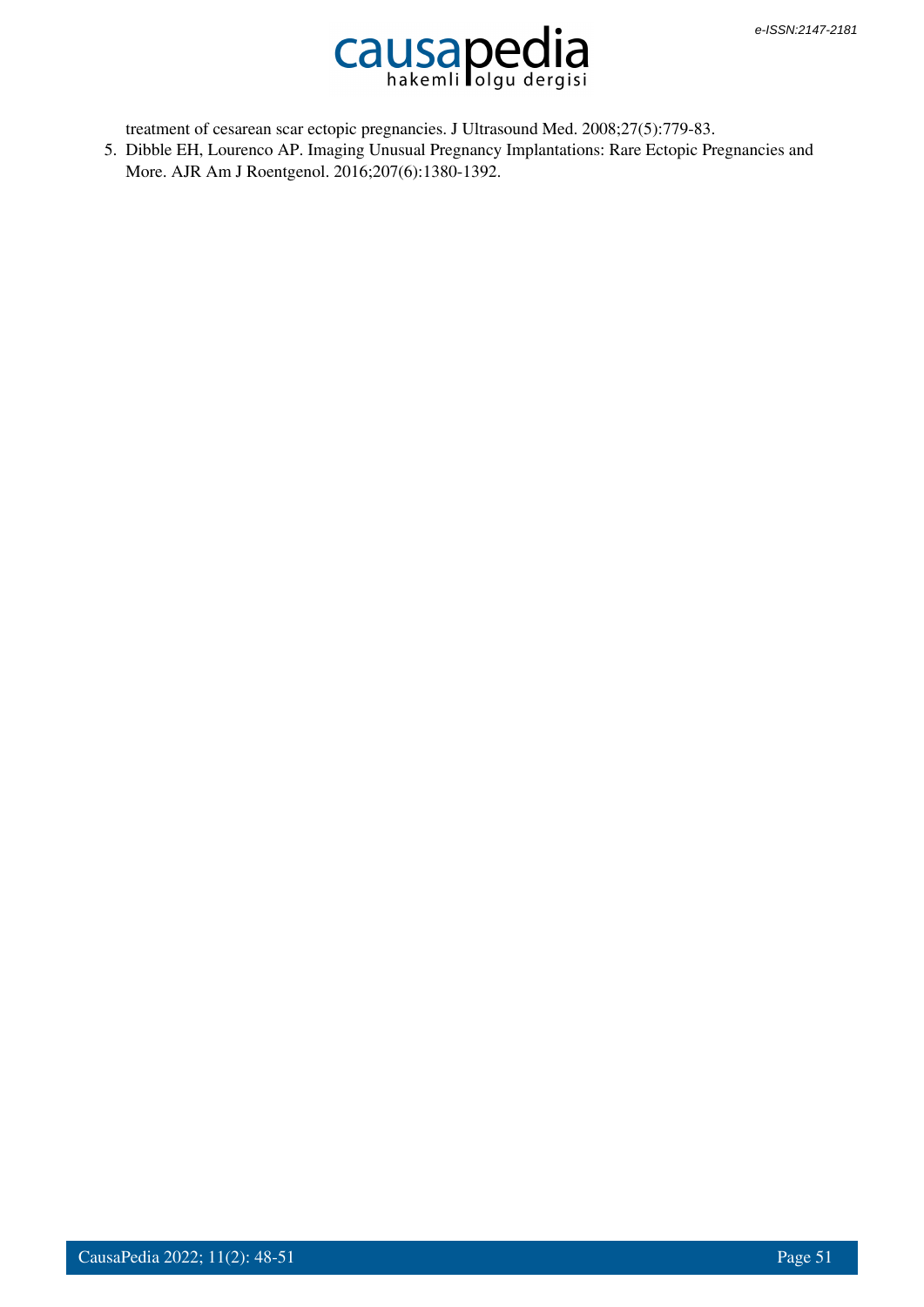treatment of cesarean scar ectopic pregnancies. J Ultrasound Med. 2008;27(5):779-83.

5. Dibble EH, Lourenco AP. Imaging Unusual Pregnancy Implantations: Rare Ectopic Pregnancies and More. AJR Am J Roentgenol. 2016;207(6):1380-1392.